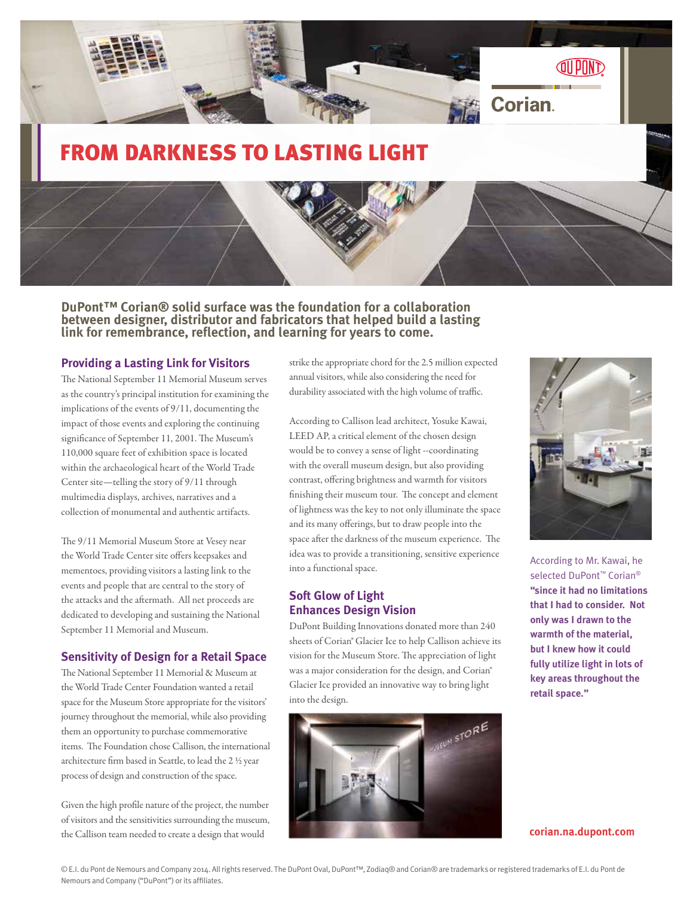# FROM DARKNESS TO LASTING LIGHT

**DuPont™ Corian® solid surface was the foundation for a collaboration between designer, distributor and fabricators that helped build a lasting link for remembrance, reflection, and learning for years to come.**

## Providing a Lasting Link for Visitors

The National September 11 Memorial Museum serves as the country's principal institution for examining the implications of the events of 9/11, documenting the impact of those events and exploring the continuing significance of September 11, 2001. The Museum's 110,000 square feet of exhibition space is located within the archaeological heart of the World Trade Center site—telling the story of 9/11 through multimedia displays, archives, narratives and a collection of monumental and authentic artifacts.

The 9/11 Memorial Museum Store at Vesey near the World Trade Center site offers keepsakes and mementoes, providing visitors a lasting link to the events and people that are central to the story of the attacks and the aftermath. All net proceeds are dedicated to developing and sustaining the National September 11 Memorial and Museum.

## Sensitivity of Design for a Retail Space

The National September 11 Memorial & Museum at the World Trade Center Foundation wanted a retail space for the Museum Store appropriate for the visitors' journey throughout the memorial, while also providing them an opportunity to purchase commemorative items. The Foundation chose Callison, the international architecture firm based in Seattle, to lead the 2 ½ year process of design and construction of the space.

Given the high profile nature of the project, the number of visitors and the sensitivities surrounding the museum, the Callison team needed to create a design that would strike the appropriate chord for the 2.5 million expected annual visitors, while also considering the need for durability associated with the high volume of traffic.

According to Callison lead architect, Yosuke Kawai, LEED AP, a critical element of the chosen design would be to convey a sense of light --coordinating with the overall museum design, but also providing contrast, offering brightness and warmth for visitors finishing their museum tour. The concept and element of lightness was the key to not only illuminate the space and its many offerings, but to draw people into the space after the darkness of the museum experience. The idea was to provide a transitioning, sensitive experience into a functional space.

## Soft Glow of Light Enhances Design Vision

DuPont Building Innovations donated more than 240 sheets of Corian® Glacier Ice to help Callison achieve its vision for the Museum Store. The appreciation of light was a major consideration for the design, and Corian® Glacier Ice provided an innovative way to bring light into the design.

According to Mr. Kawai, he selected DuPont™ Corian® **"since it had no limitations that I had to consider. Not only was I drawn to the warmth of the material, but I knew how it could fully utilize light in lots of key areas throughout the retail space."**

**corian.na.dupont.com**

© E.I. du Pont de Nemours and Company 2014. All rights reserved. The DuPont Oval, DuPont™, Zodiaq® and Corian® are trademarks or registered trademarks of E.I. du Pont de Nemours and Company ("DuPont") or its affiliates.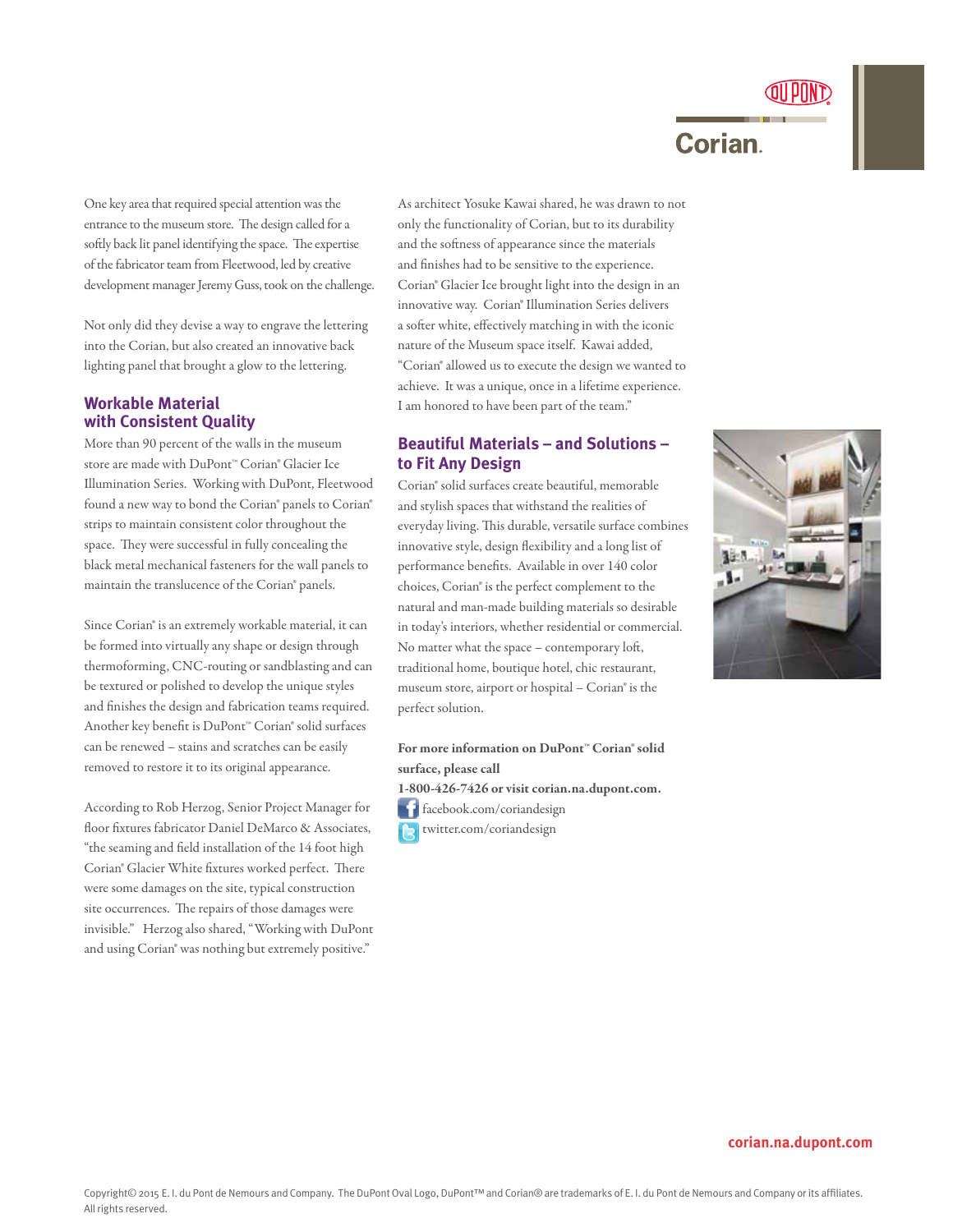One key area that required special attention was the entrance to the museum store. The design called for a softly back lit panel identifying the space. The expertise of the fabricator team from Fleetwood, led by creative development manager Jeremy Guss, took on the challenge.

Not only did they devise a way to engrave the lettering into the Corian, but also created an innovative back lighting panel that brought a glow to the lettering.

## Workable Material with Consistent Quality

More than 90 percent of the walls in the museum store are made with DuPont™ Corian® Glacier Ice Illumination Series. Working with DuPont, Fleetwood found a new way to bond the Corian® panels to Corian® strips to maintain consistent color throughout the space. They were successful in fully concealing the black metal mechanical fasteners for the wall panels to maintain the translucence of the Corian® panels.

Since Corian® is an extremely workable material, it can be formed into virtually any shape or design through thermoforming, CNC-routing or sandblasting and can be textured or polished to develop the unique styles and finishes the design and fabrication teams required. Another key benefit is DuPont™ Corian® solid surfaces can be renewed – stains and scratches can be easily removed to restore it to its original appearance.

According to Rob Herzog, Senior Project Manager for floor fixtures fabricator Daniel DeMarco & Associates, "the seaming and field installation of the 14 foot high Corian® Glacier White fixtures worked perfect. There were some damages on the site, typical construction site occurrences. The repairs of those damages were invisible." Herzog also shared, "Working with DuPont and using Corian® was nothing but extremely positive."

As architect Yosuke Kawai shared, he was drawn to not only the functionality of Corian, but to its durability and the softness of appearance since the materials and finishes had to be sensitive to the experience. Corian® Glacier Ice brought light into the design in an innovative way. Corian® Illumination Series delivers a softer white, effectively matching in with the iconic nature of the Museum space itself. Kawai added, "Corian® allowed us to execute the design we wanted to achieve. It was a unique, once in a lifetime experience. I am honored to have been part of the team."

## Beautiful Materials – and Solutions – to Fit Any Design

Corian® solid surfaces create beautiful, memorable and stylish spaces that withstand the realities of everyday living. This durable, versatile surface combines innovative style, design flexibility and a long list of performance benefits. Available in over 140 color choices, Corian® is the perfect complement to the natural and man-made building materials so desirable in today's interiors, whether residential or commercial. No matter what the space – contemporary loft, traditional home, boutique hotel, chic restaurant, museum store, airport or hospital – Corian® is the perfect solution.

**For more information on DuPont™ Corian® solid surface, please call 1-800-426-7426 or visit corian.na.dupont.com.**

facebook.com/coriandesign

twitter.com/coriandesign

corian.na.dupont.com

Copyright© 2015 E. I. du Pont de Nemours and Company. The DuPont Oval Logo, DuPont™ and Corian® are trademarks of E. I. du Pont de Nemours and Company or its affiliates. All rights reserved.